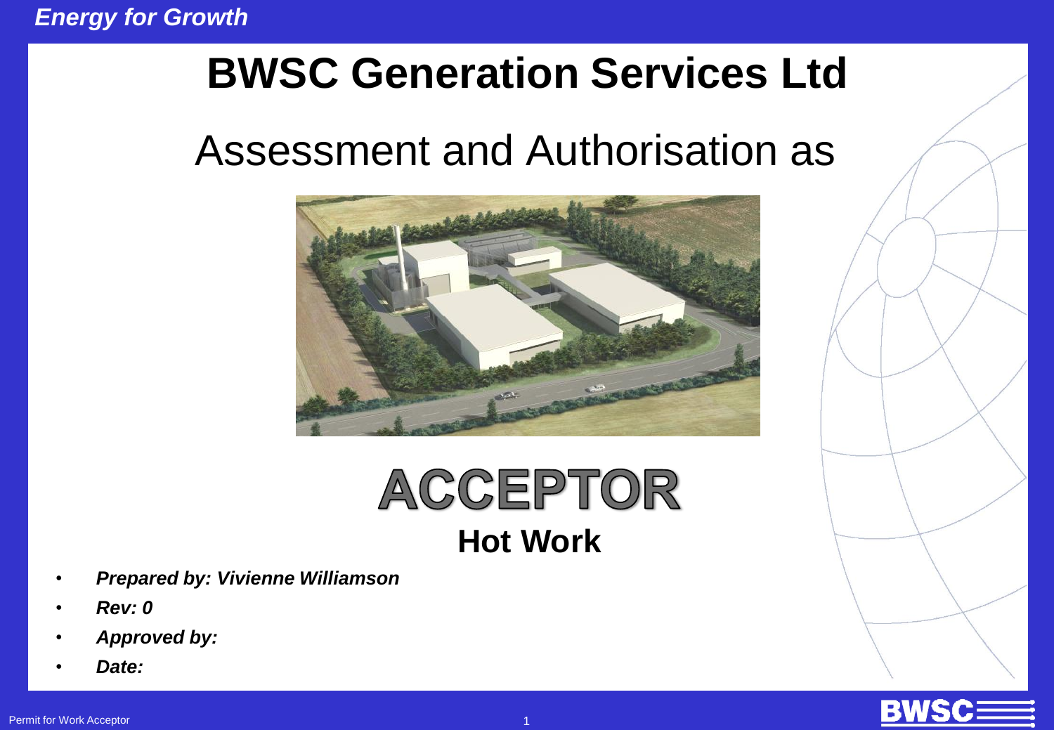*Energy for Growth*

# BWSC Generation Services Ltd

## Assessment and Authorisation as

# ACCEPTOR

## Hot Work

- ***Prepared by: Vivienne Williamson***
- ***Rev: 0***
- ***Approved by:***
- ***Date:***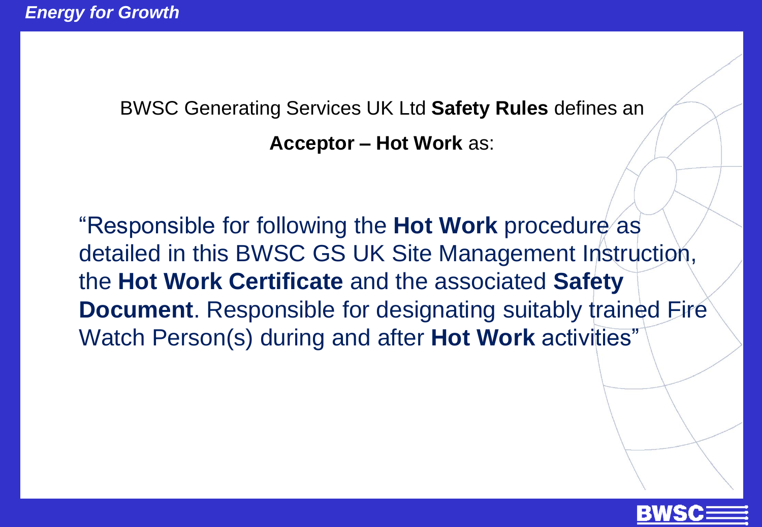BWSC Generating Services UK Ltd **Safety Rules** defines an

**Acceptor – Hot Work** as:

"Responsible for following the **Hot Work** procedure as detailed in this BWSC GS UK Site Management Instruction, the **Hot Work Certificate** and the associated **Safety Document**. Responsible for designating suitably trained Fire Watch Person(s) during and after **Hot Work** activities"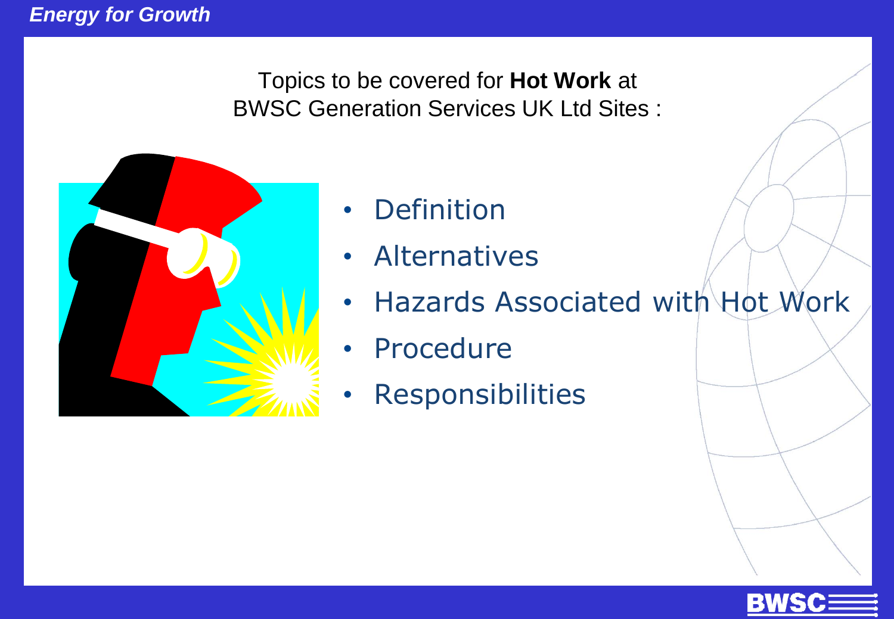Topics to be covered for **Hot Work** at BWSC Generation Services UK Ltd Sites :

- Definition
- Alternatives
- Hazards Associated with Hot Work
- Procedure
- Responsibilities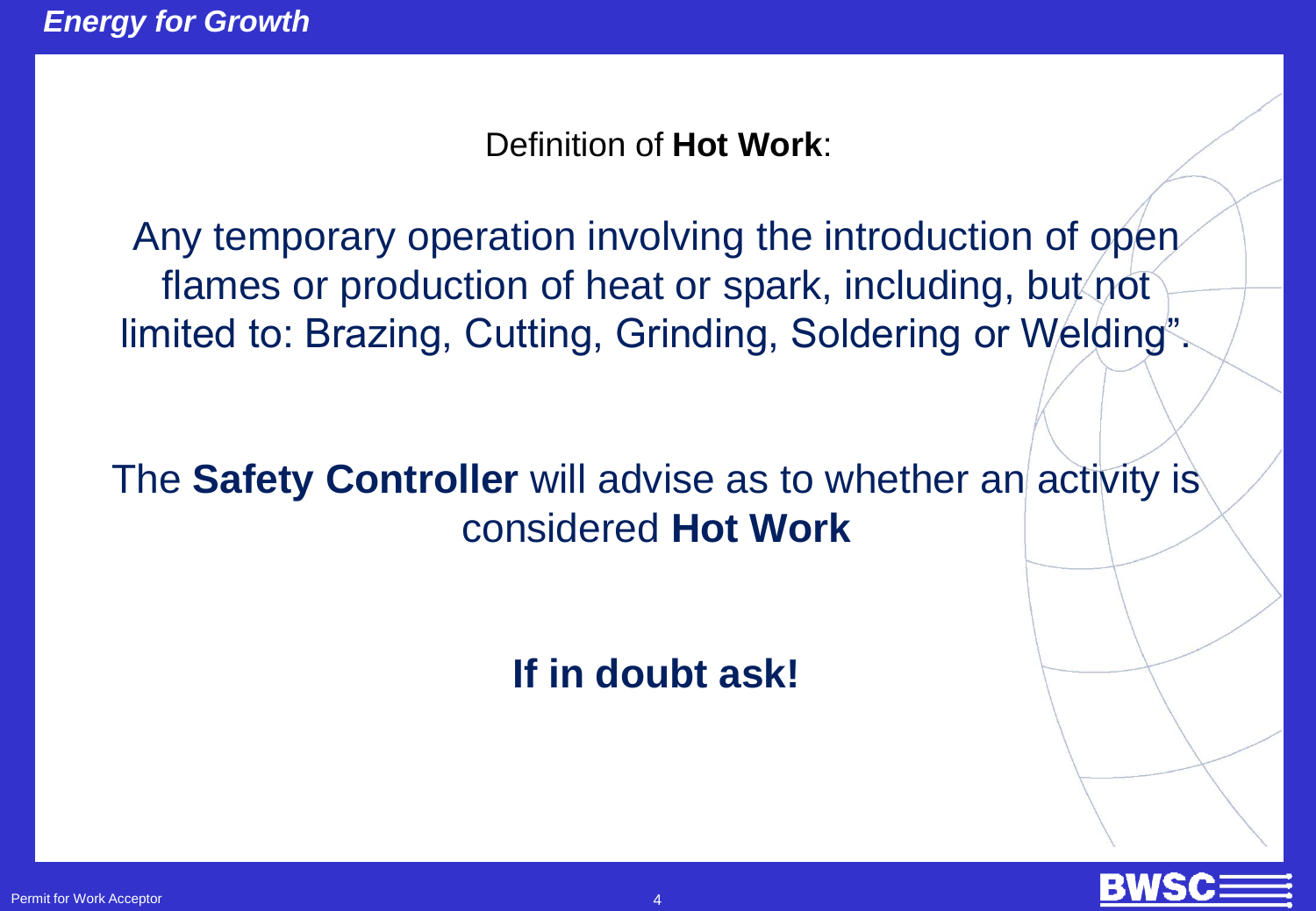Definition of **Hot Work**:

Any temporary operation involving the introduction of open flames or production of heat or spark, including, but not limited to: Brazing, Cutting, Grinding, Soldering or Welding".

The **Safety Controller** will advise as to whether an activity is considered **Hot Work**

**If in doubt ask!**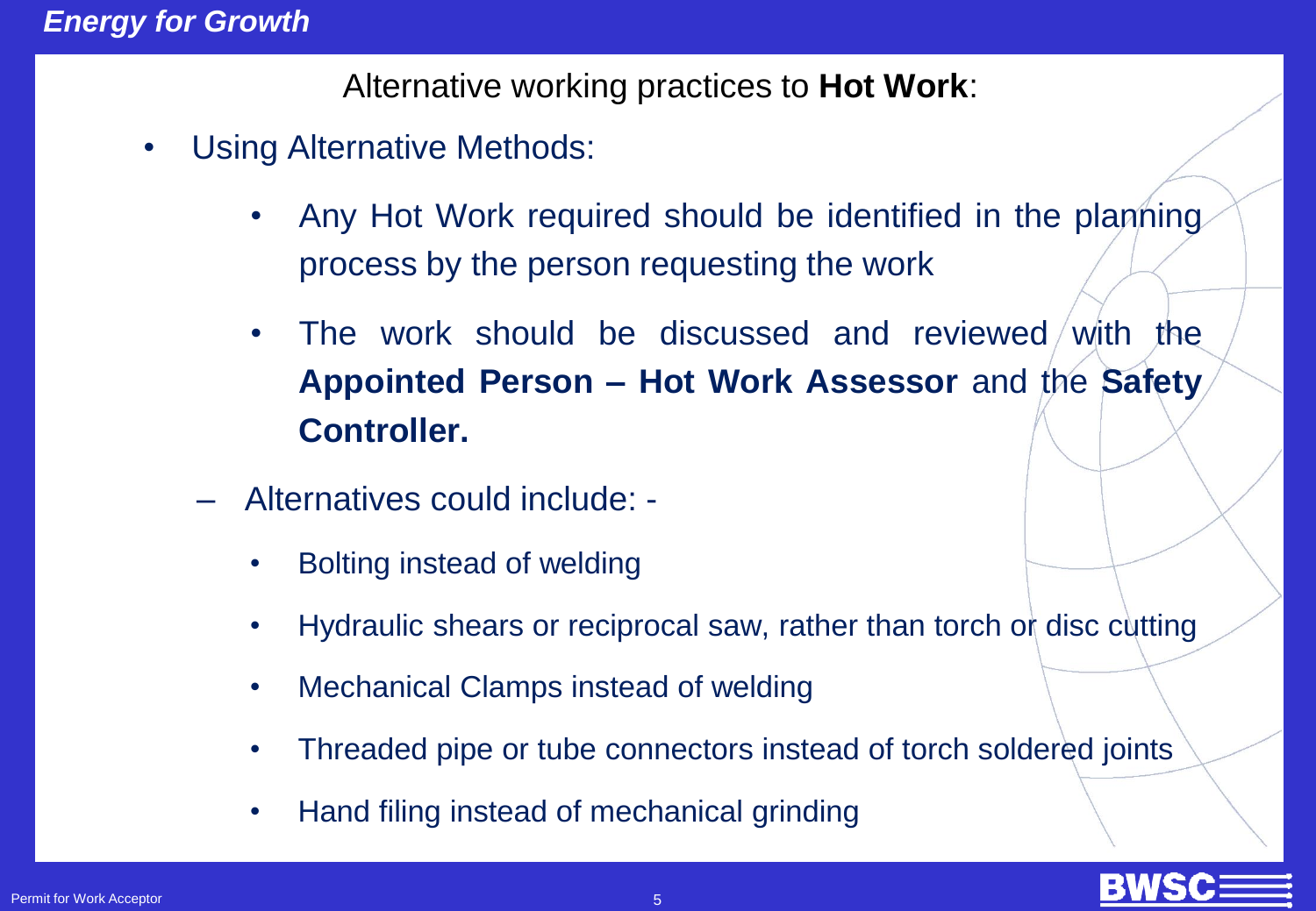## Alternative working practices to **Hot Work**:

- Using Alternative Methods:
  - Any Hot Work required should be identified in the planning process by the person requesting the work
  - The work should be discussed and reviewed with the **Appointed Person – Hot Work Assessor** and the **Safety Controller.**

– Alternatives could include: -

  - Bolting instead of welding
  - Hydraulic shears or reciprocal saw, rather than torch or disc cutting
  - Mechanical Clamps instead of welding
  - Threaded pipe or tube connectors instead of torch soldered joints
  - Hand filing instead of mechanical grinding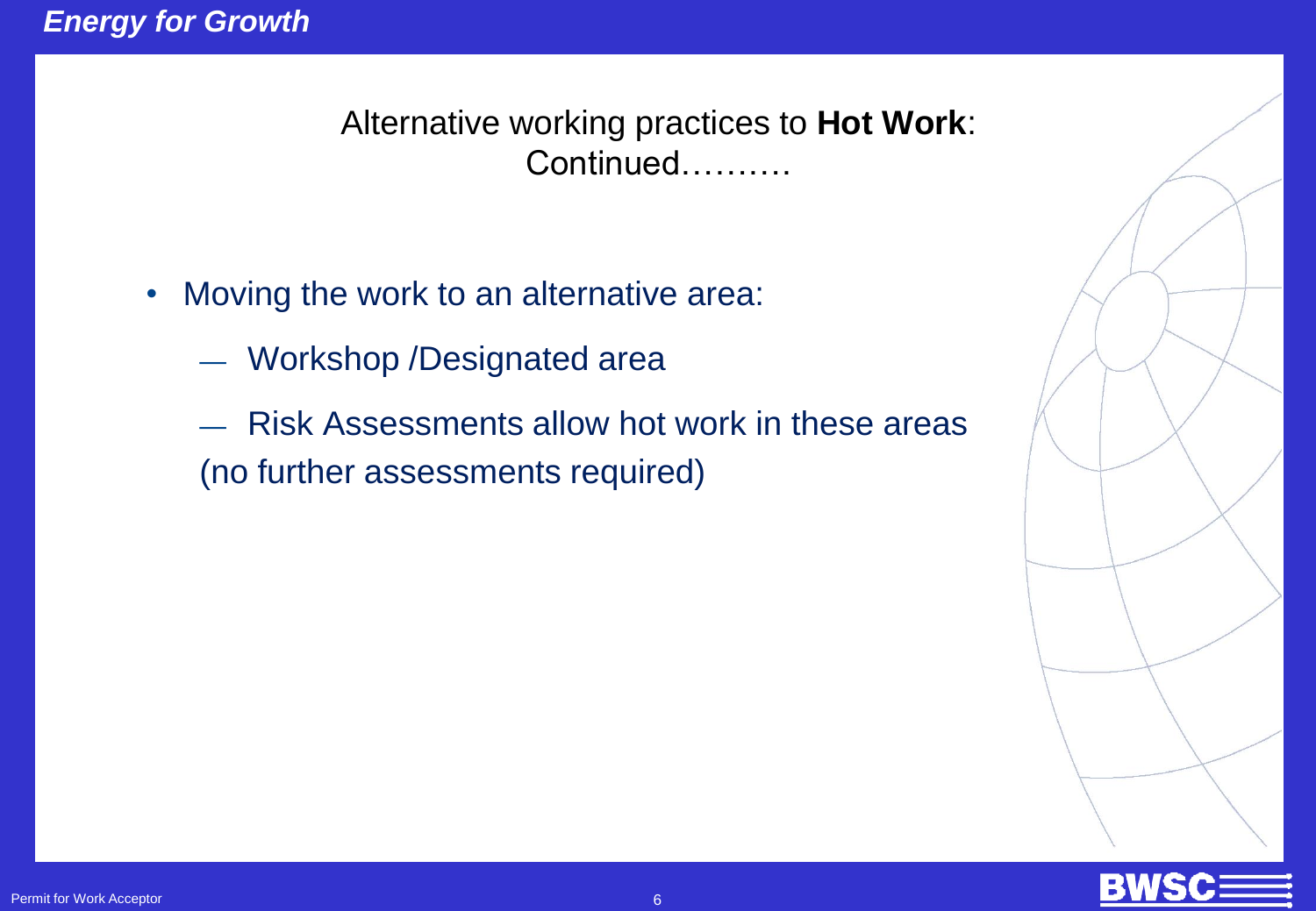## Alternative working practices to **Hot Work**: Continued……….

- Moving the work to an alternative area:
  - Workshop /Designated area
  - Risk Assessments allow hot work in these areas (no further assessments required)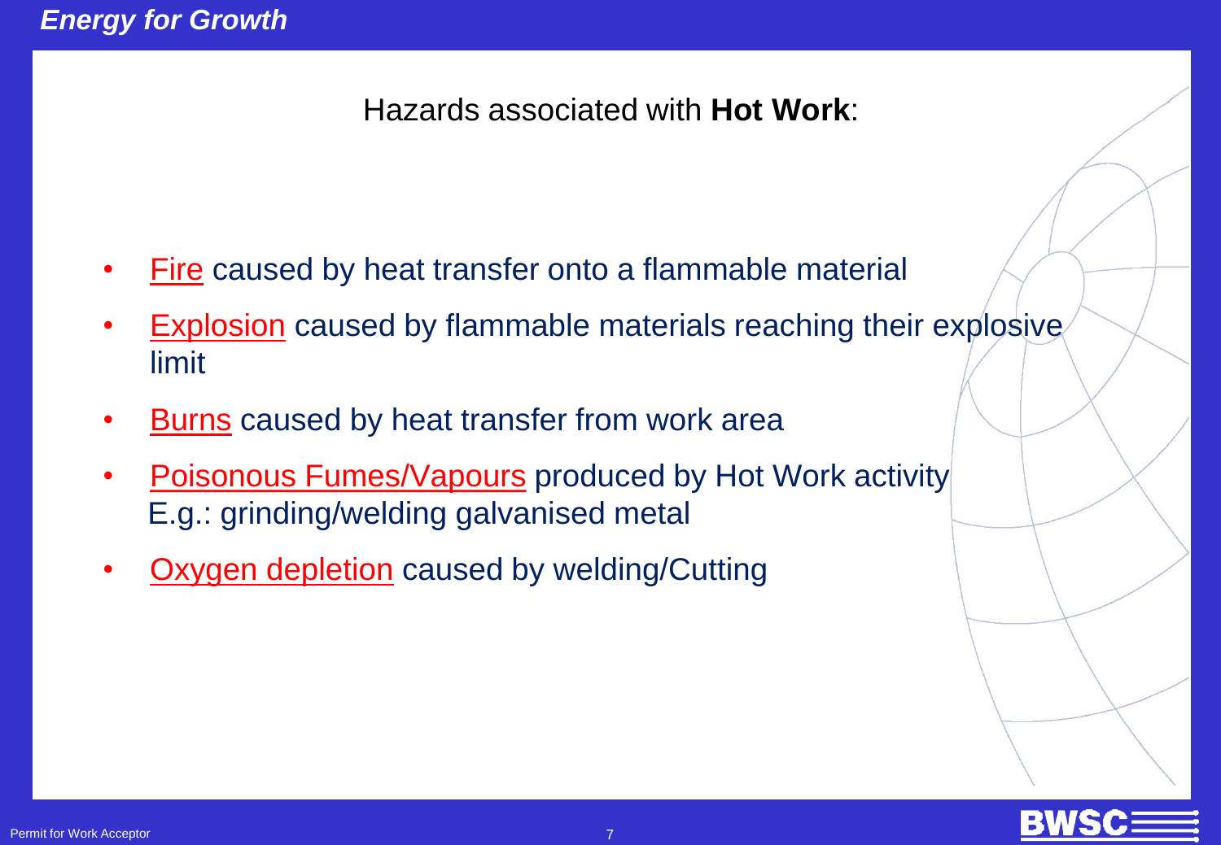Hazards associated with **Hot Work**:

- Fire caused by heat transfer onto a flammable material
- Explosion caused by flammable materials reaching their explosive limit
- Burns caused by heat transfer from work area
- Poisonous Fumes/Vapours produced by Hot Work activity
  E.g.: grinding/welding galvanised metal
- Oxygen depletion caused by welding/Cutting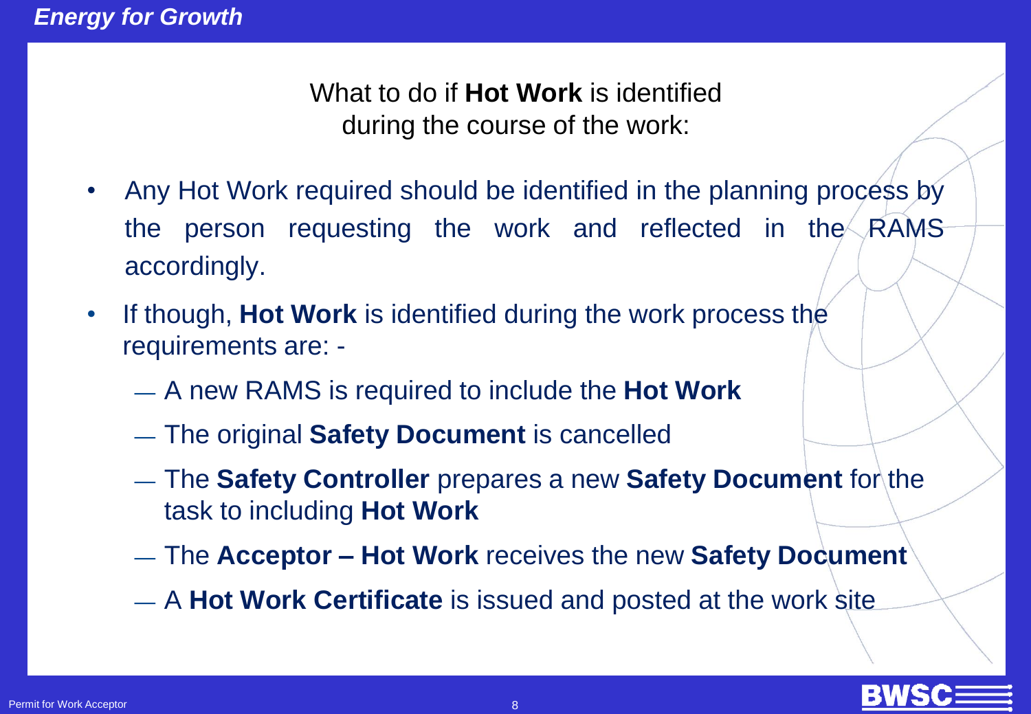## What to do if **Hot Work** is identified during the course of the work:

- Any Hot Work required should be identified in the planning process by the person requesting the work and reflected in the RAMS accordingly.
- If though, **Hot Work** is identified during the work process the requirements are: -
  - A new RAMS is required to include the **Hot Work**
  - The original **Safety Document** is cancelled
  - The **Safety Controller** prepares a new **Safety Document** for the task to including **Hot Work**
  - The **Acceptor – Hot Work** receives the new **Safety Document**
  - A **Hot Work Certificate** is issued and posted at the work site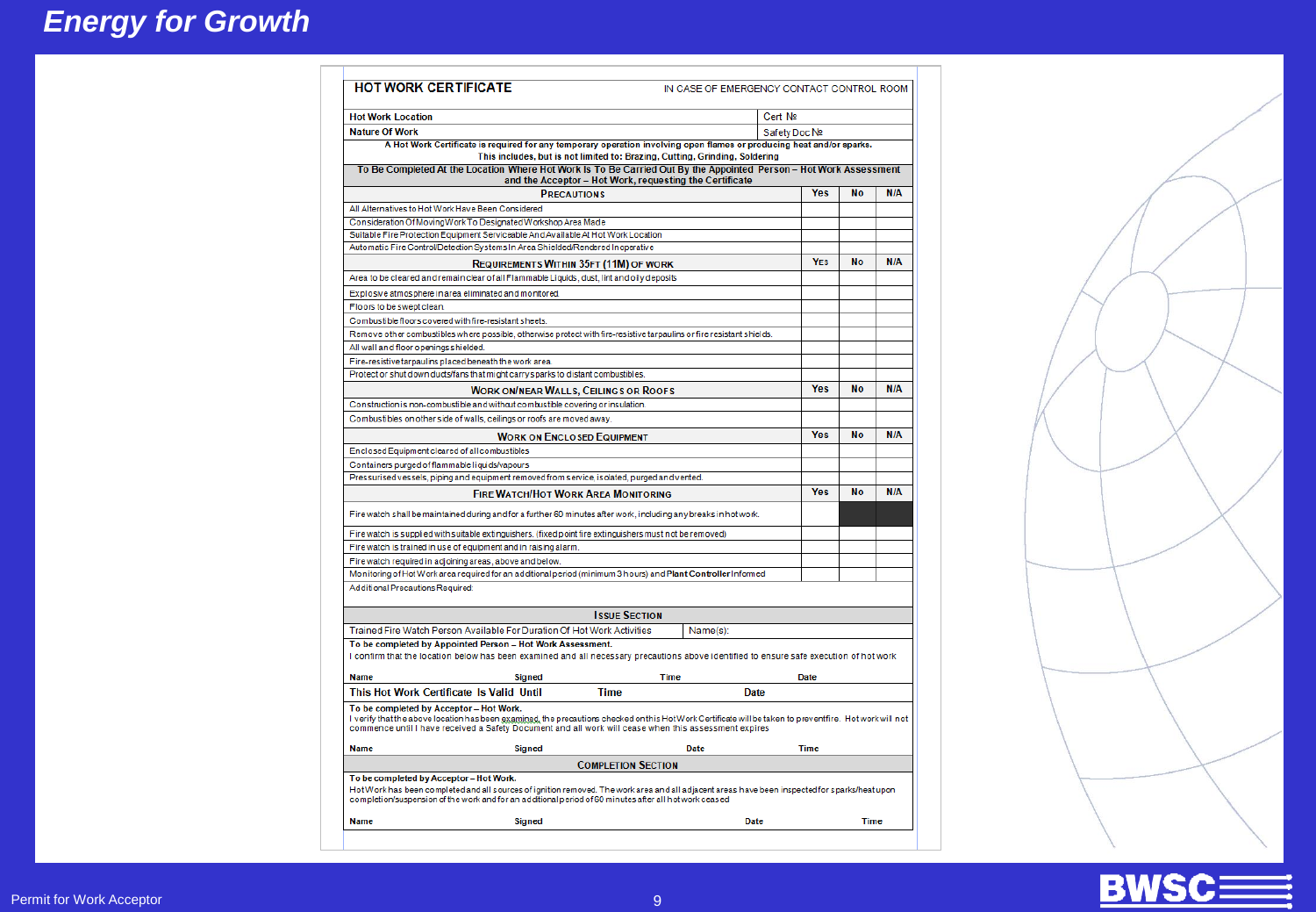# Energy for Growth

## HOT WORK CERTIFICATE

IN CASE OF EMERGENCY CONTACT CONTROL ROOM

| Hot Work Location | Cert № |
|---|---|
| Nature Of Work | Safety Doc № |

**A Hot Work Certificate is required for any temporary operation involving open flames or producing heat and/or sparks. This includes, but is not limited to: Brazing, Cutting, Grinding, Soldering**

**To Be Completed At the Location Where Hot Work Is To Be Carried Out By the Appointed Person – Hot Work Assessment and the Acceptor – Hot Work, requesting the Certificate**

| PRECAUTIONS | Yes | No | N/A |
|---|---|---|---|
| All Alternatives to Hot Work Have Been Considered | | | |
| Consideration Of Moving Work To Designated Workshop Area Made | | | |
| Suitable Fire Protection Equipment Serviceable And Available At Hot Work Location | | | |
| Automatic Fire Control/Detection Systems In Area Shielded/Rendered Inoperative | | | |
| **REQUIREMENTS WITHIN 35FT (11M) OF WORK** | **Yes** | **No** | **N/A** |
| Area to be cleared and remain clear of all Flammable Liquids, dust, lint and oily deposits | | | |
| Explosive atmosphere in area eliminated and monitored | | | |
| Floors to be swept clean | | | |
| Combustible floors covered with fire-resistant sheets. | | | |
| Remove other combustibles where possible, otherwise protect with fire-resistive tarpaulins or fire resistant shields. | | | |
| All wall and floor openings shielded. | | | |
| Fire-resistive tarpaulins placed beneath the work area | | | |
| Protect or shut down ducts/fans that might carry sparks to distant combustibles. | | | |
| **WORK ON/NEAR WALLS, CEILINGS OR ROOFS** | **Yes** | **No** | **N/A** |
| Construction is non-combustible and without combustible covering or insulation | | | |
| Combustibles on other side of walls, ceilings or roofs are moved away. | | | |
| **WORK ON ENCLOSED EQUIPMENT** | **Yes** | **No** | **N/A** |
| Enclosed Equipment cleared of all combustibles | | | |
| Containers purged of flammable liquids/vapours | | | |
| Pressurised vessels, piping and equipment removed from service, isolated, purged and vented. | | | |
| **FIRE WATCH/HOT WORK AREA MONITORING** | **Yes** | **No** | **N/A** |
| Fire watch shall be maintained during and for a further 60 minutes after work, including any breaks in hot work. | | | |
| Fire watch is supplied with suitable extinguishers. (fixed point fire extinguishers must not be removed) | | | |
| Fire watch is trained in use of equipment and in raising alarm. | | | |
| Fire watch required in adjoining areas, above and below. | | | |
| Monitoring of Hot Work area required for an additional period (minimum 3 hours) and **Plant Controller** Informed | | | |

Additional Precautions Required:

### ISSUE SECTION

| Trained Fire Watch Person Available For Duration Of Hot Work Activities | Name(s): |
|---|---|

**To be completed by Appointed Person – Hot Work Assessment.**
I confirm that the location below has been examined and all necessary precautions above identified to ensure safe execution of hot work

**Name** **Signed** **Time** **Date**

**This Hot Work Certificate Is Valid Until** **Time** **Date**

**To be completed by Acceptor – Hot Work.**
I verify that the above location has been examined, the precautions checked on this Hot Work Certificate will be taken to prevent fire. Hot work will not commence until I have received a Safety Document and all work will cease when this assessment expires

**Name** **Signed** **Date** **Time**

### COMPLETION SECTION

**To be completed by Acceptor – Hot Work.**
Hot Work has been completed and all sources of ignition removed. The work area and all adjacent areas have been inspected for sparks/heat upon completion/suspension of the work and for an additional period of 60 minutes after all hot work ceased

**Name** **Signed** **Date** **Time**

Permit for Work Acceptor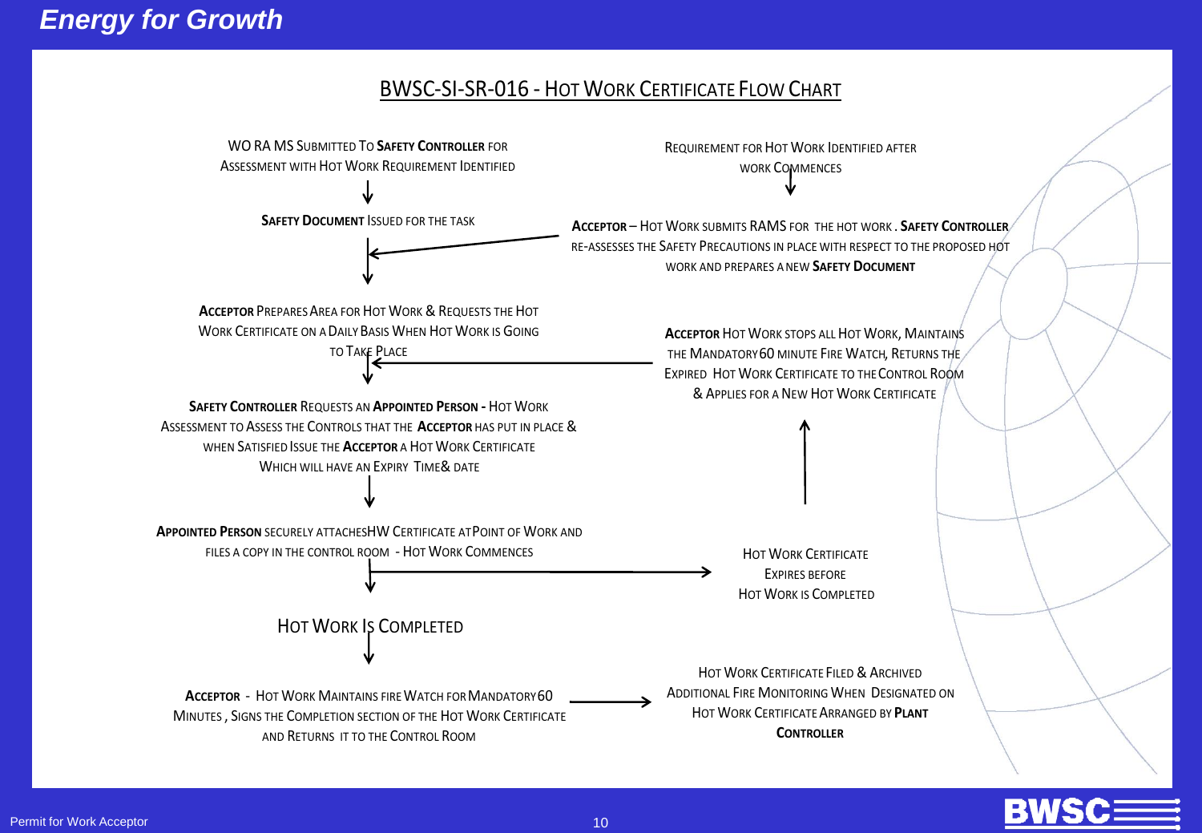## BWSC-SI-SR-016 - Hot Work Certificate Flow Chart

WO RA MS Submitted To **Safety Controller** for Assessment with Hot Work Requirement Identified

↓

**Safety Document** Issued for the Task

↓

**Acceptor** Prepares Area for Hot Work & Requests the Hot Work Certificate on a Daily Basis When Hot Work is Going to Take Place

↓

**Safety Controller** Requests an **Appointed Person -** Hot Work Assessment to Assess the Controls that the **Acceptor** has put in place & when Satisfied Issue the **Acceptor** a Hot Work Certificate Which will have an Expiry Time& Date

↓

**Appointed Person** securely attachesHW Certificate atPoint of Work and files a copy in the control room - Hot Work Commences

↓

Hot Work Is Completed

↓

**Acceptor** - Hot Work Maintains fire Watch for Mandatory60 Minutes , Signs the Completion section of the Hot Work Certificate and Returns it to the Control Room

→ Hot Work Certificate Filed & Archived Additional Fire Monitoring When Designated on Hot Work Certificate Arranged by **Plant Controller**

---

Requirement for Hot Work Identified after work Commences

↓

**Acceptor** – Hot Work submits RAMS for the hot work . **Safety Controller** re-assesses the Safety Precautions in place with respect to the proposed hot work and prepares a new **Safety Document**

→ (returns to main flow after "Safety Document Issued for the Task")

---

(From "Hot Work Commences") → Hot Work Certificate Expires Before Hot Work is Completed

↑

**Acceptor** Hot Work stops all Hot Work, Maintains the Mandatory60 minute Fire Watch, Returns the Expired Hot Work Certificate to the Control Room & Applies for a New Hot Work Certificate

→ (returns to main flow after "Acceptor Prepares Area for Hot Work")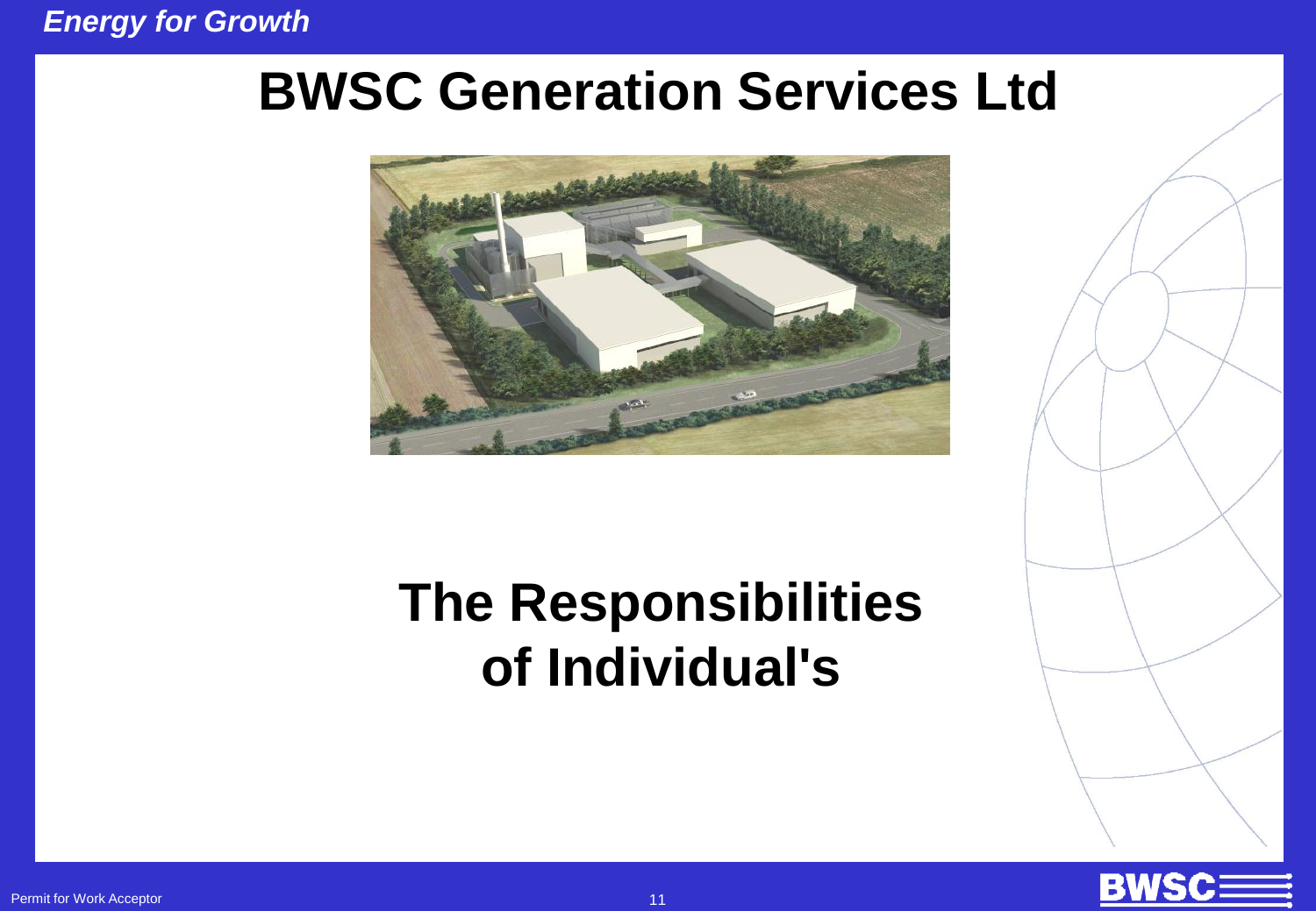# BWSC Generation Services Ltd

# The Responsibilities of Individual's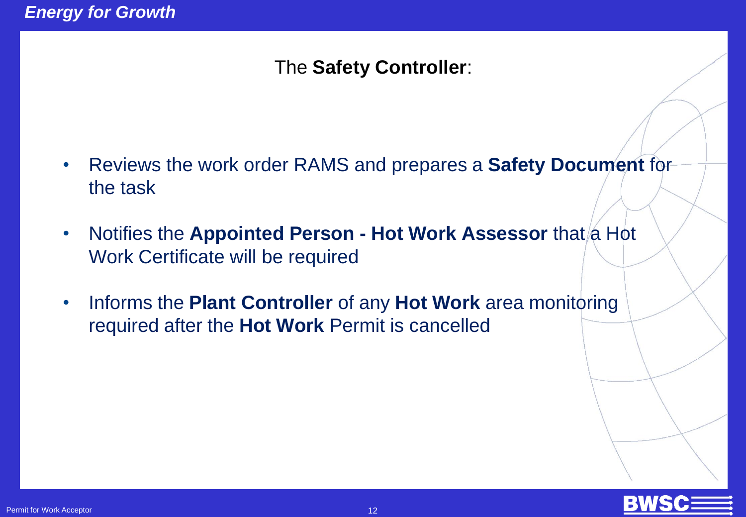## The **Safety Controller**:

- Reviews the work order RAMS and prepares a **Safety Document** for the task
- Notifies the **Appointed Person - Hot Work Assessor** that a Hot Work Certificate will be required
- Informs the **Plant Controller** of any **Hot Work** area monitoring required after the **Hot Work** Permit is cancelled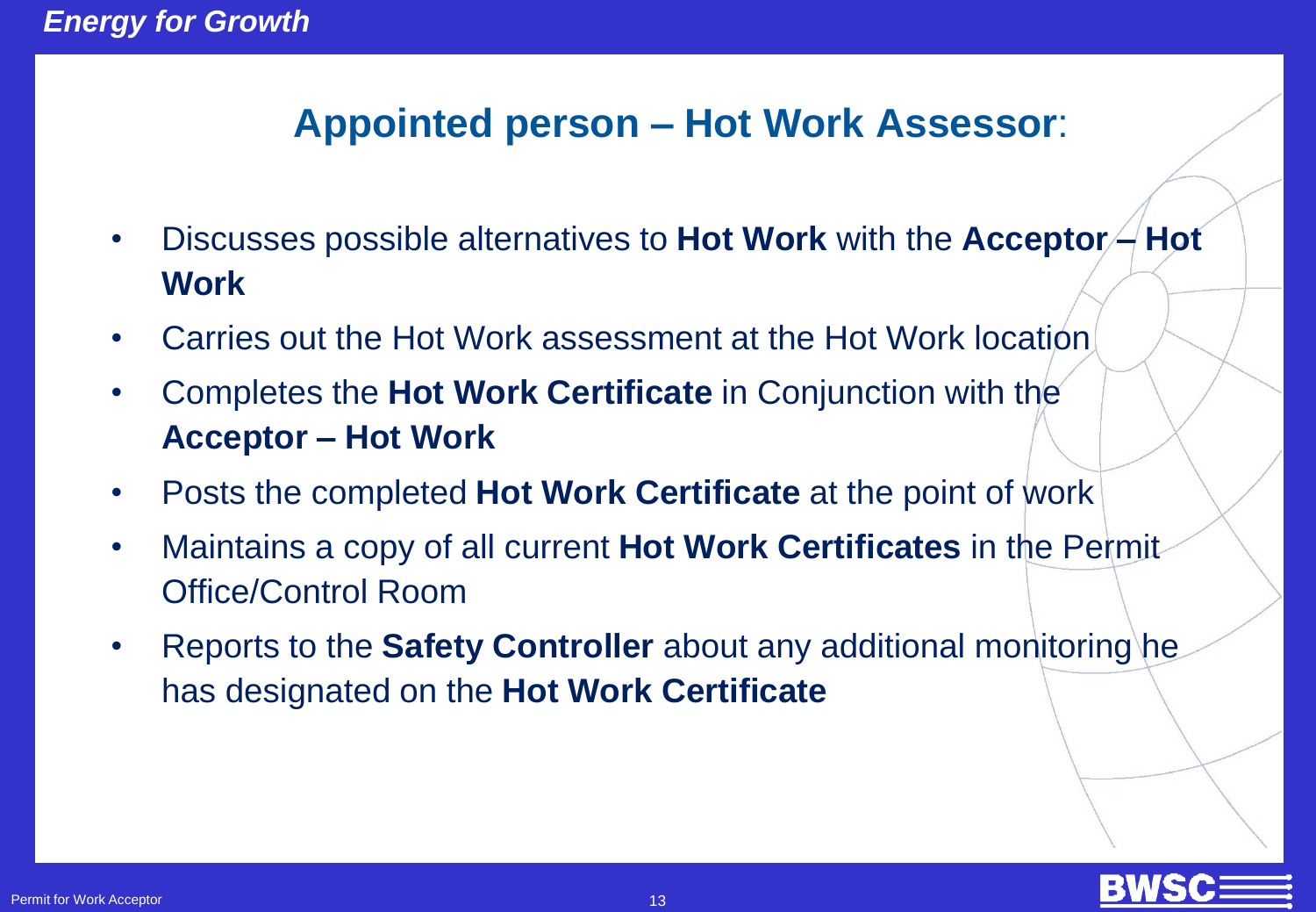## Appointed person – Hot Work Assessor:

- Discusses possible alternatives to **Hot Work** with the **Acceptor – Hot Work**
- Carries out the Hot Work assessment at the Hot Work location
- Completes the **Hot Work Certificate** in Conjunction with the **Acceptor – Hot Work**
- Posts the completed **Hot Work Certificate** at the point of work
- Maintains a copy of all current **Hot Work Certificates** in the Permit Office/Control Room
- Reports to the **Safety Controller** about any additional monitoring he has designated on the **Hot Work Certificate**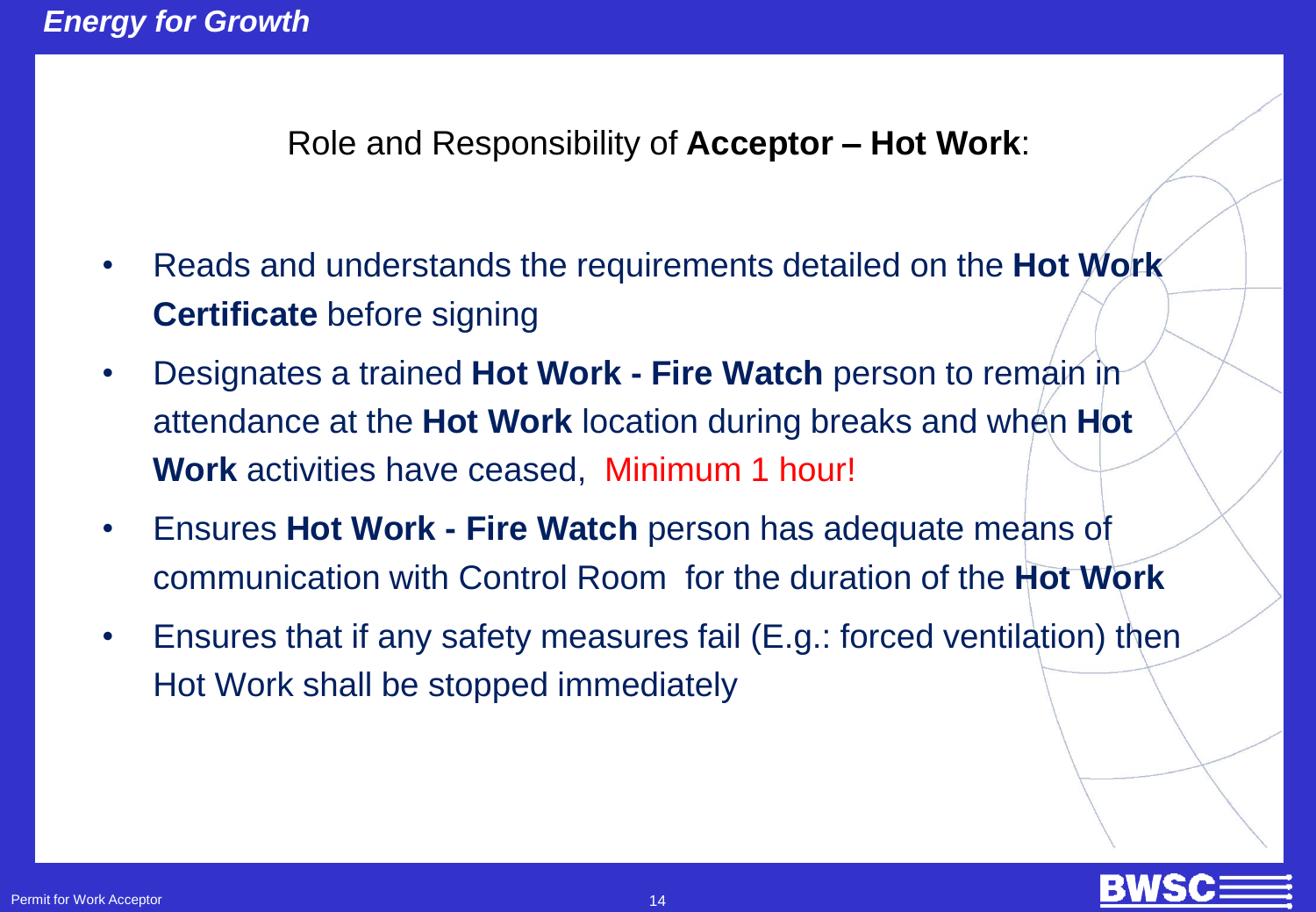## Role and Responsibility of **Acceptor – Hot Work**:

- Reads and understands the requirements detailed on the **Hot Work Certificate** before signing
- Designates a trained **Hot Work - Fire Watch** person to remain in attendance at the **Hot Work** location during breaks and when **Hot Work** activities have ceased, Minimum 1 hour!
- Ensures **Hot Work - Fire Watch** person has adequate means of communication with Control Room for the duration of the **Hot Work**
- Ensures that if any safety measures fail (E.g.: forced ventilation) then Hot Work shall be stopped immediately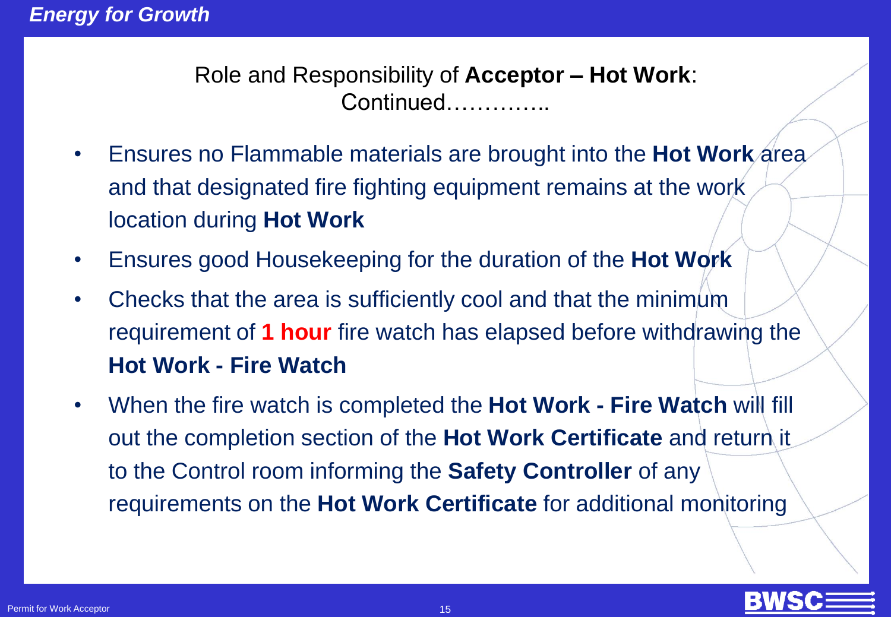## Role and Responsibility of **Acceptor – Hot Work**: Continued…………..

- Ensures no Flammable materials are brought into the **Hot Work** area and that designated fire fighting equipment remains at the work location during **Hot Work**
- Ensures good Housekeeping for the duration of the **Hot Work**
- Checks that the area is sufficiently cool and that the minimum requirement of **1 hour** fire watch has elapsed before withdrawing the **Hot Work - Fire Watch**
- When the fire watch is completed the **Hot Work - Fire Watch** will fill out the completion section of the **Hot Work Certificate** and return it to the Control room informing the **Safety Controller** of any requirements on the **Hot Work Certificate** for additional monitoring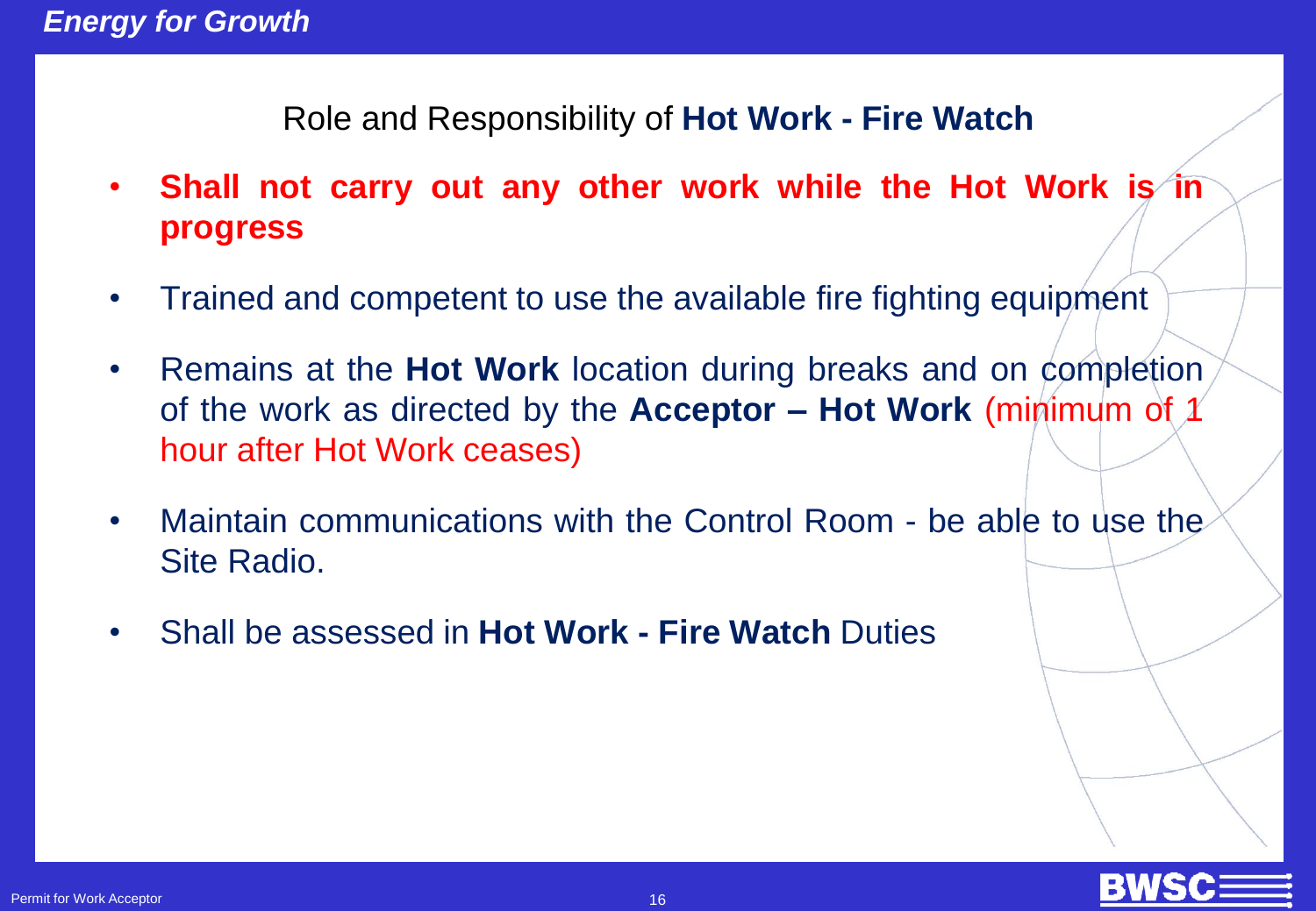## Role and Responsibility of **Hot Work - Fire Watch**

- **Shall not carry out any other work while the Hot Work is in progress**
- Trained and competent to use the available fire fighting equipment
- Remains at the **Hot Work** location during breaks and on completion of the work as directed by the **Acceptor – Hot Work** (minimum of 1 hour after Hot Work ceases)
- Maintain communications with the Control Room - be able to use the Site Radio.
- Shall be assessed in **Hot Work - Fire Watch** Duties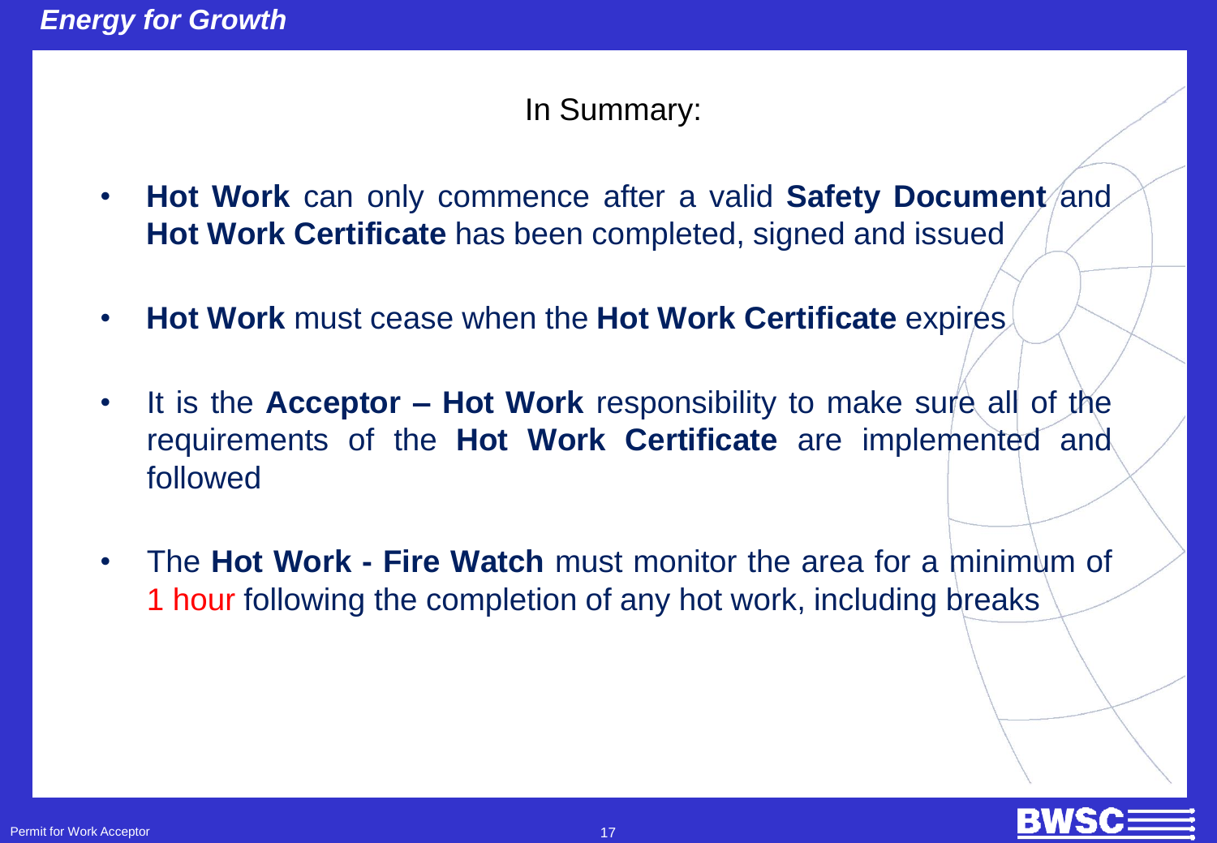## In Summary:

- **Hot Work** can only commence after a valid **Safety Document** and **Hot Work Certificate** has been completed, signed and issued

- **Hot Work** must cease when the **Hot Work Certificate** expires

- It is the **Acceptor – Hot Work** responsibility to make sure all of the requirements of the **Hot Work Certificate** are implemented and followed

- The **Hot Work - Fire Watch** must monitor the area for a minimum of 1 hour following the completion of any hot work, including breaks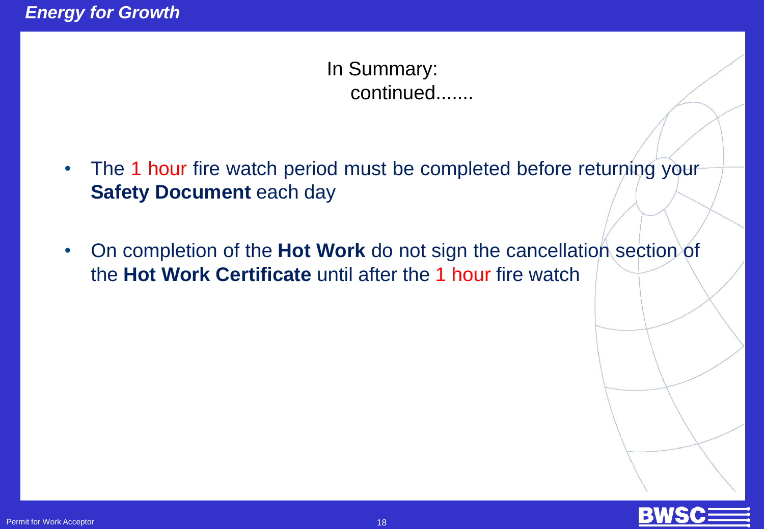## In Summary:
continued.......

- The 1 hour fire watch period must be completed before returning your **Safety Document** each day
- On completion of the **Hot Work** do not sign the cancellation section of the **Hot Work Certificate** until after the 1 hour fire watch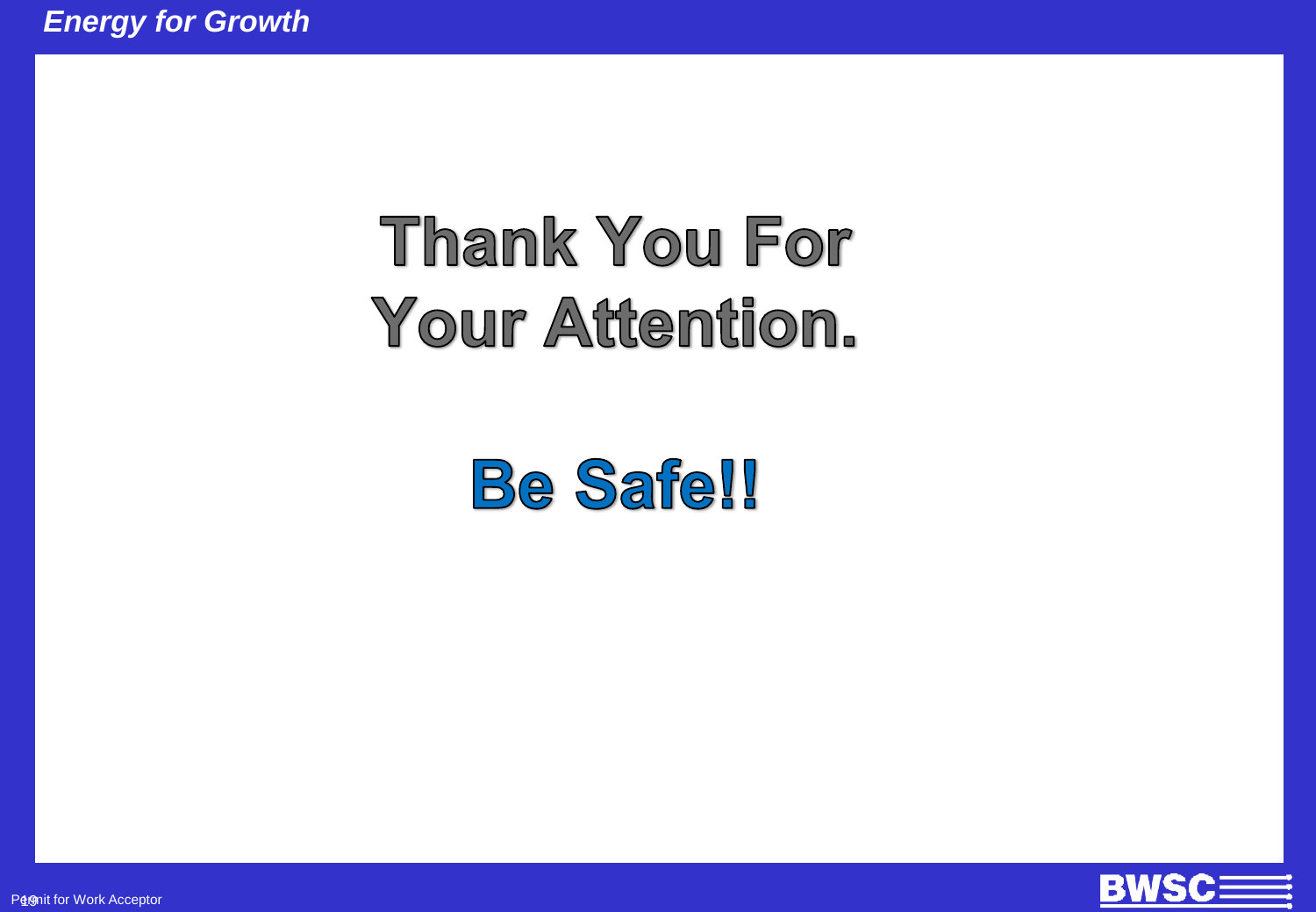# Thank You For Your Attention.

# Be Safe!!